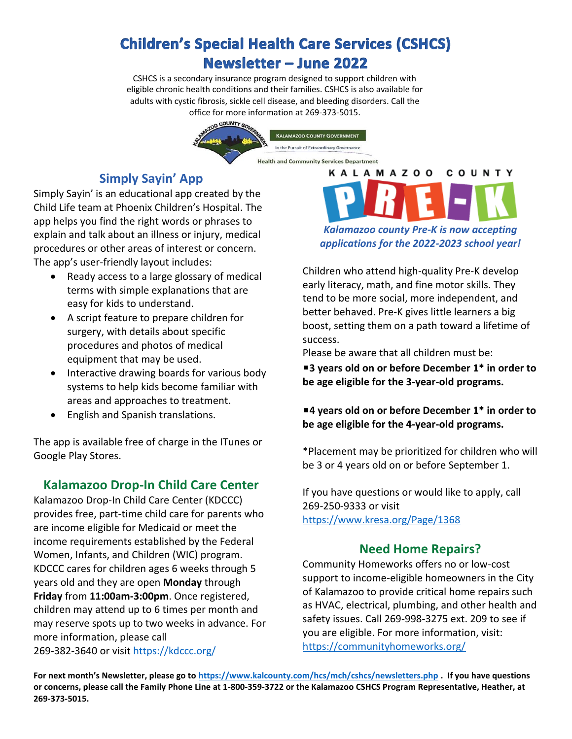# Children's Special Health Care Services (CSHCS) Newsletter – June 2022

CSHCS is a secondary insurance program designed to support children with eligible chronic health conditions and their families. CSHCS is also available for adults with cystic fibrosis, sickle cell disease, and bleeding disorders. Call the office for more information at 269-373-5015.

KALAMAZOO COUNTY GOVERNMENT
In the Pursuit of Extraordinary Governance
Health and Community Services Department

## Simply Sayin' App

Simply Sayin' is an educational app created by the Child Life team at Phoenix Children's Hospital. The app helps you find the right words or phrases to explain and talk about an illness or injury, medical procedures or other areas of interest or concern. The app's user-friendly layout includes:

- Ready access to a large glossary of medical terms with simple explanations that are easy for kids to understand.
- A script feature to prepare children for surgery, with details about specific procedures and photos of medical equipment that may be used.
- Interactive drawing boards for various body systems to help kids become familiar with areas and approaches to treatment.
- English and Spanish translations.

The app is available free of charge in the ITunes or Google Play Stores.

## Kalamazoo Drop-In Child Care Center

Kalamazoo Drop-In Child Care Center (KDCCC) provides free, part-time child care for parents who are income eligible for Medicaid or meet the income requirements established by the Federal Women, Infants, and Children (WIC) program. KDCCC cares for children ages 6 weeks through 5 years old and they are open **Monday** through **Friday** from **11:00am-3:00pm**. Once registered, children may attend up to 6 times per month and may reserve spots up to two weeks in advance. For more information, please call 269-382-3640 or visit https://kdccc.org/

## KALAMAZOO COUNTY PRE-K

***Kalamazoo county Pre-K is now accepting applications for the 2022-2023 school year!***

Children who attend high-quality Pre-K develop early literacy, math, and fine motor skills. They tend to be more social, more independent, and better behaved. Pre-K gives little learners a big boost, setting them on a path toward a lifetime of success.

Please be aware that all children must be:

- **3 years old on or before December 1* in order to be age eligible for the 3-year-old programs.**
- **4 years old on or before December 1* in order to be age eligible for the 4-year-old programs.**

*Placement may be prioritized for children who will be 3 or 4 years old on or before September 1.

If you have questions or would like to apply, call 269-250-9333 or visit https://www.kresa.org/Page/1368

## Need Home Repairs?

Community Homeworks offers no or low-cost support to income-eligible homeowners in the City of Kalamazoo to provide critical home repairs such as HVAC, electrical, plumbing, and other health and safety issues. Call 269-998-3275 ext. 209 to see if you are eligible. For more information, visit: https://communityhomeworks.org/

**For next month's Newsletter, please go to https://www.kalcounty.com/hcs/mch/cshcs/newsletters.php . If you have questions or concerns, please call the Family Phone Line at 1-800-359-3722 or the Kalamazoo CSHCS Program Representative, Heather, at 269-373-5015.**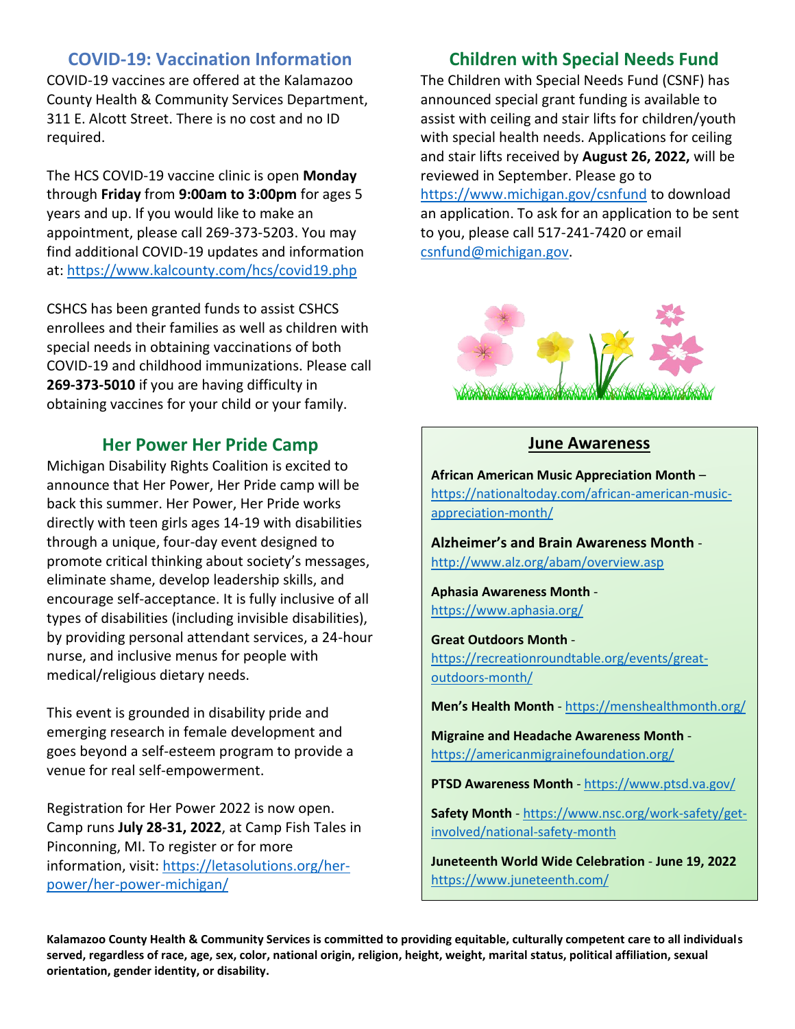## COVID-19: Vaccination Information

COVID-19 vaccines are offered at the Kalamazoo County Health & Community Services Department, 311 E. Alcott Street. There is no cost and no ID required.

The HCS COVID-19 vaccine clinic is open **Monday** through **Friday** from **9:00am to 3:00pm** for ages 5 years and up. If you would like to make an appointment, please call 269-373-5203. You may find additional COVID-19 updates and information at: https://www.kalcounty.com/hcs/covid19.php

CSHCS has been granted funds to assist CSHCS enrollees and their families as well as children with special needs in obtaining vaccinations of both COVID-19 and childhood immunizations. Please call **269-373-5010** if you are having difficulty in obtaining vaccines for your child or your family.

## Her Power Her Pride Camp

Michigan Disability Rights Coalition is excited to announce that Her Power, Her Pride camp will be back this summer. Her Power, Her Pride works directly with teen girls ages 14-19 with disabilities through a unique, four-day event designed to promote critical thinking about society's messages, eliminate shame, develop leadership skills, and encourage self-acceptance. It is fully inclusive of all types of disabilities (including invisible disabilities), by providing personal attendant services, a 24-hour nurse, and inclusive menus for people with medical/religious dietary needs.

This event is grounded in disability pride and emerging research in female development and goes beyond a self-esteem program to provide a venue for real self-empowerment.

Registration for Her Power 2022 is now open. Camp runs **July 28-31, 2022**, at Camp Fish Tales in Pinconning, MI. To register or for more information, visit: https://letasolutions.org/her-power/her-power-michigan/

## Children with Special Needs Fund

The Children with Special Needs Fund (CSNF) has announced special grant funding is available to assist with ceiling and stair lifts for children/youth with special health needs. Applications for ceiling and stair lifts received by **August 26, 2022,** will be reviewed in September. Please go to https://www.michigan.gov/csnfund to download an application. To ask for an application to be sent to you, please call 517-241-7420 or email csnfund@michigan.gov.

## June Awareness

**African American Music Appreciation Month** – https://nationaltoday.com/african-american-music-appreciation-month/

**Alzheimer's and Brain Awareness Month** - http://www.alz.org/abam/overview.asp

**Aphasia Awareness Month** - https://www.aphasia.org/

**Great Outdoors Month** - https://recreationroundtable.org/events/great-outdoors-month/

**Men's Health Month** - https://menshealthmonth.org/

**Migraine and Headache Awareness Month** - https://americanmigrainefoundation.org/

**PTSD Awareness Month** - https://www.ptsd.va.gov/

**Safety Month** - https://www.nsc.org/work-safety/get-involved/national-safety-month

**Juneteenth World Wide Celebration** - **June 19, 2022** https://www.juneteenth.com/

**Kalamazoo County Health & Community Services is committed to providing equitable, culturally competent care to all individuals served, regardless of race, age, sex, color, national origin, religion, height, weight, marital status, political affiliation, sexual orientation, gender identity, or disability.**